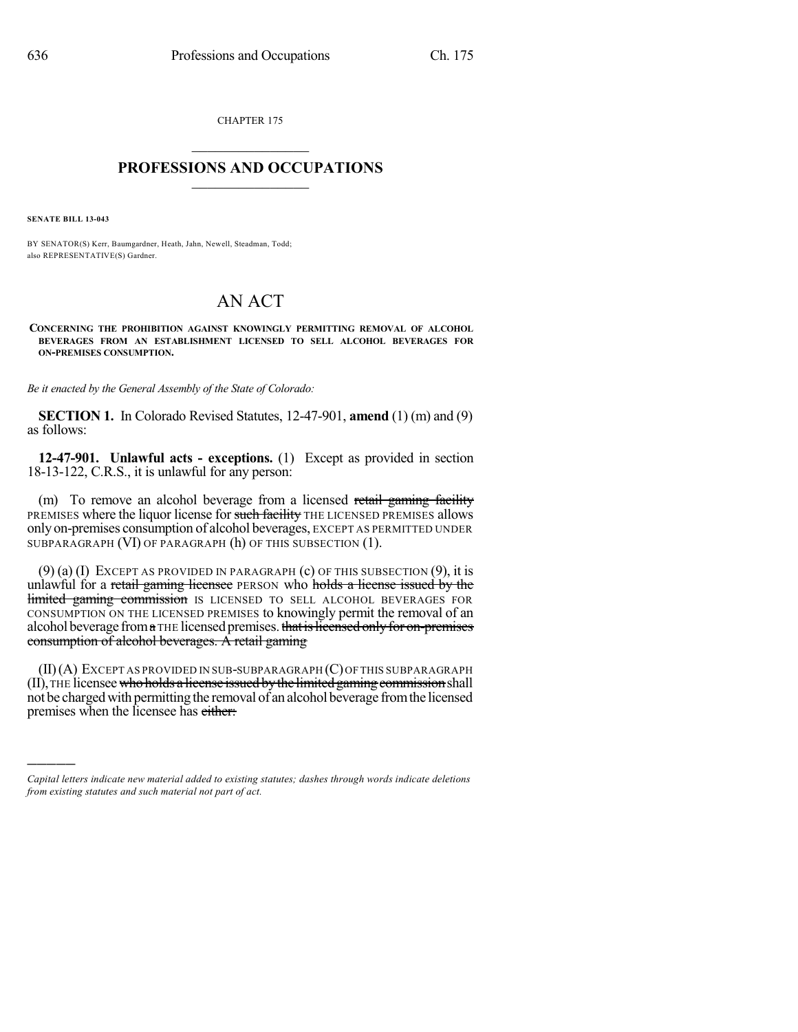CHAPTER 175

# PROFESSIONS AND OCCUPATIONS

**SENATE BILL 13-043**

BY SENATOR(S) Kerr, Baumgardner, Heath, Jahn, Newell, Steadman, Todd; also REPRESENTATIVE(S) Gardner.

# AN ACT

**CONCERNING THE PROHIBITION AGAINST KNOWINGLY PERMITTING REMOVAL OF ALCOHOL BEVERAGES FROM AN ESTABLISHMENT LICENSED TO SELL ALCOHOL BEVERAGES FOR ON-PREMISES CONSUMPTION.**

*Be it enacted by the General Assembly of the State of Colorado:*

**SECTION 1.** In Colorado Revised Statutes, 12-47-901, **amend** (1) (m) and (9) as follows:

**12-47-901. Unlawful acts - exceptions.** (1) Except as provided in section 18-13-122, C.R.S., it is unlawful for any person:

(m) To remove an alcohol beverage from a licensed ~~retail gaming facility~~ PREMISES where the liquor license for ~~such facility~~ THE LICENSED PREMISES allows only on-premises consumption of alcohol beverages, EXCEPT AS PERMITTED UNDER SUBPARAGRAPH (VI) OF PARAGRAPH (h) OF THIS SUBSECTION (1).

(9) (a) (I) EXCEPT AS PROVIDED IN PARAGRAPH (c) OF THIS SUBSECTION (9), it is unlawful for a ~~retail gaming licensee~~ PERSON who ~~holds a license issued by the limited gaming commission~~ IS LICENSED TO SELL ALCOHOL BEVERAGES FOR CONSUMPTION ON THE LICENSED PREMISES to knowingly permit the removal of an alcohol beverage from ~~a~~ THE licensed premises. ~~that is licensed only for on-premises consumption of alcohol beverages. A retail gaming~~

(II) (A) EXCEPT AS PROVIDED IN SUB-SUBPARAGRAPH (C) OF THIS SUBPARAGRAPH (II), THE licensee ~~who holds a license issued by the limited gaming commission~~ shall not be charged with permitting the removal of an alcohol beverage from the licensed premises when the licensee has ~~either:~~

*Capital letters indicate new material added to existing statutes; dashes through words indicate deletions from existing statutes and such material not part of act.*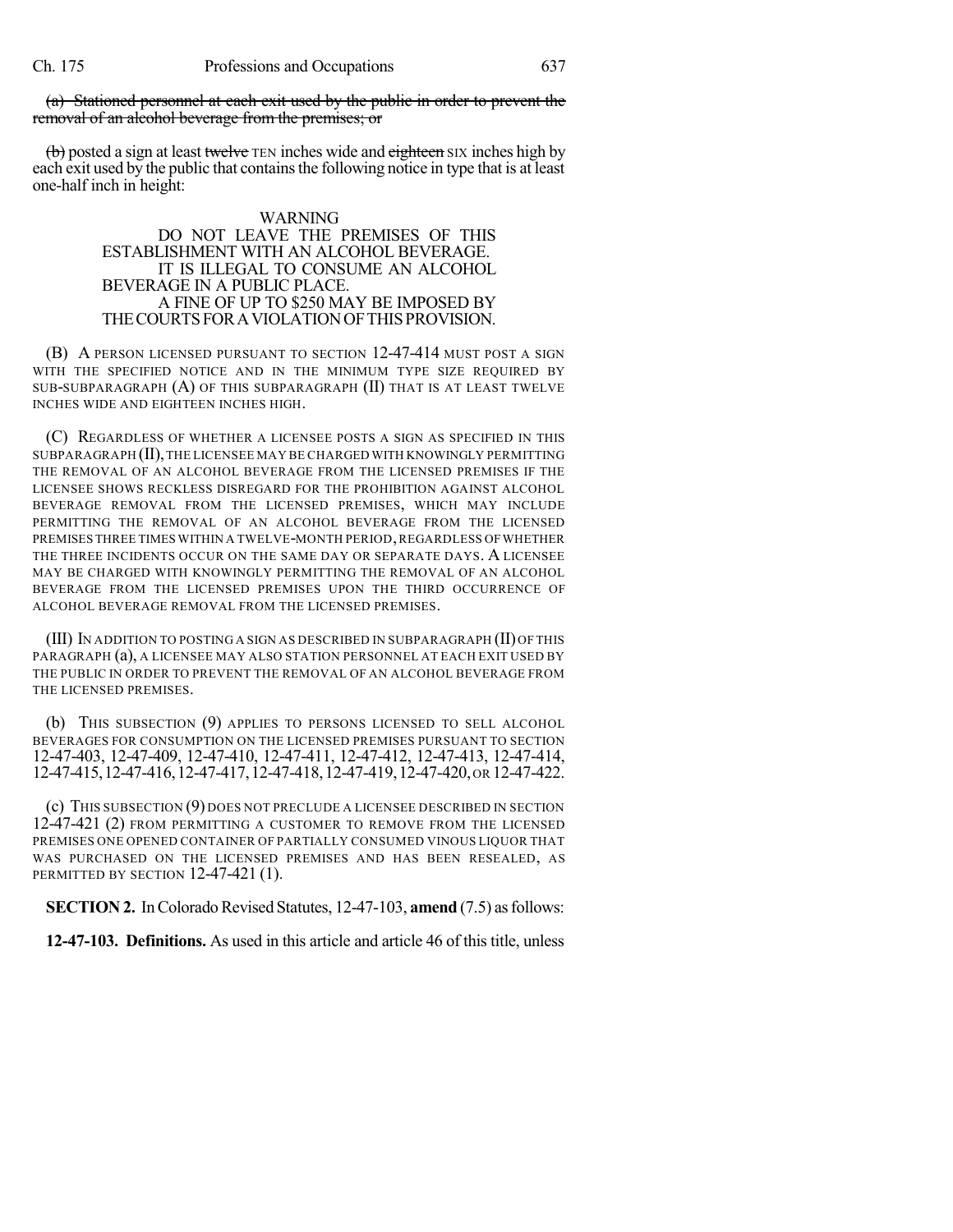~~(a) Stationed personnel at each exit used by the public in order to prevent the removal of an alcohol beverage from the premises; or~~

~~(b)~~ posted a sign at least ~~twelve~~ TEN inches wide and ~~eighteen~~ SIX inches high by each exit used by the public that contains the following notice in type that is at least one-half inch in height:

WARNING
DO NOT LEAVE THE PREMISES OF THIS ESTABLISHMENT WITH AN ALCOHOL BEVERAGE.
IT IS ILLEGAL TO CONSUME AN ALCOHOL BEVERAGE IN A PUBLIC PLACE.
A FINE OF UP TO $250 MAY BE IMPOSED BY THE COURTS FOR A VIOLATION OF THIS PROVISION.

(B) A PERSON LICENSED PURSUANT TO SECTION 12-47-414 MUST POST A SIGN WITH THE SPECIFIED NOTICE AND IN THE MINIMUM TYPE SIZE REQUIRED BY SUB-SUBPARAGRAPH (A) OF THIS SUBPARAGRAPH (II) THAT IS AT LEAST TWELVE INCHES WIDE AND EIGHTEEN INCHES HIGH.

(C) REGARDLESS OF WHETHER A LICENSEE POSTS A SIGN AS SPECIFIED IN THIS SUBPARAGRAPH (II), THE LICENSEE MAY BE CHARGED WITH KNOWINGLY PERMITTING THE REMOVAL OF AN ALCOHOL BEVERAGE FROM THE LICENSED PREMISES IF THE LICENSEE SHOWS RECKLESS DISREGARD FOR THE PROHIBITION AGAINST ALCOHOL BEVERAGE REMOVAL FROM THE LICENSED PREMISES, WHICH MAY INCLUDE PERMITTING THE REMOVAL OF AN ALCOHOL BEVERAGE FROM THE LICENSED PREMISES THREE TIMES WITHIN A TWELVE-MONTH PERIOD, REGARDLESS OF WHETHER THE THREE INCIDENTS OCCUR ON THE SAME DAY OR SEPARATE DAYS. A LICENSEE MAY BE CHARGED WITH KNOWINGLY PERMITTING THE REMOVAL OF AN ALCOHOL BEVERAGE FROM THE LICENSED PREMISES UPON THE THIRD OCCURRENCE OF ALCOHOL BEVERAGE REMOVAL FROM THE LICENSED PREMISES.

(III) IN ADDITION TO POSTING A SIGN AS DESCRIBED IN SUBPARAGRAPH (II) OF THIS PARAGRAPH (a), A LICENSEE MAY ALSO STATION PERSONNEL AT EACH EXIT USED BY THE PUBLIC IN ORDER TO PREVENT THE REMOVAL OF AN ALCOHOL BEVERAGE FROM THE LICENSED PREMISES.

(b) THIS SUBSECTION (9) APPLIES TO PERSONS LICENSED TO SELL ALCOHOL BEVERAGES FOR CONSUMPTION ON THE LICENSED PREMISES PURSUANT TO SECTION 12-47-403, 12-47-409, 12-47-410, 12-47-411, 12-47-412, 12-47-413, 12-47-414, 12-47-415, 12-47-416, 12-47-417, 12-47-418, 12-47-419, 12-47-420, OR 12-47-422.

(c) THIS SUBSECTION (9) DOES NOT PRECLUDE A LICENSEE DESCRIBED IN SECTION 12-47-421 (2) FROM PERMITTING A CUSTOMER TO REMOVE FROM THE LICENSED PREMISES ONE OPENED CONTAINER OF PARTIALLY CONSUMED VINOUS LIQUOR THAT WAS PURCHASED ON THE LICENSED PREMISES AND HAS BEEN RESEALED, AS PERMITTED BY SECTION 12-47-421 (1).

**SECTION 2.** In Colorado Revised Statutes, 12-47-103, **amend** (7.5) as follows:

**12-47-103. Definitions.** As used in this article and article 46 of this title, unless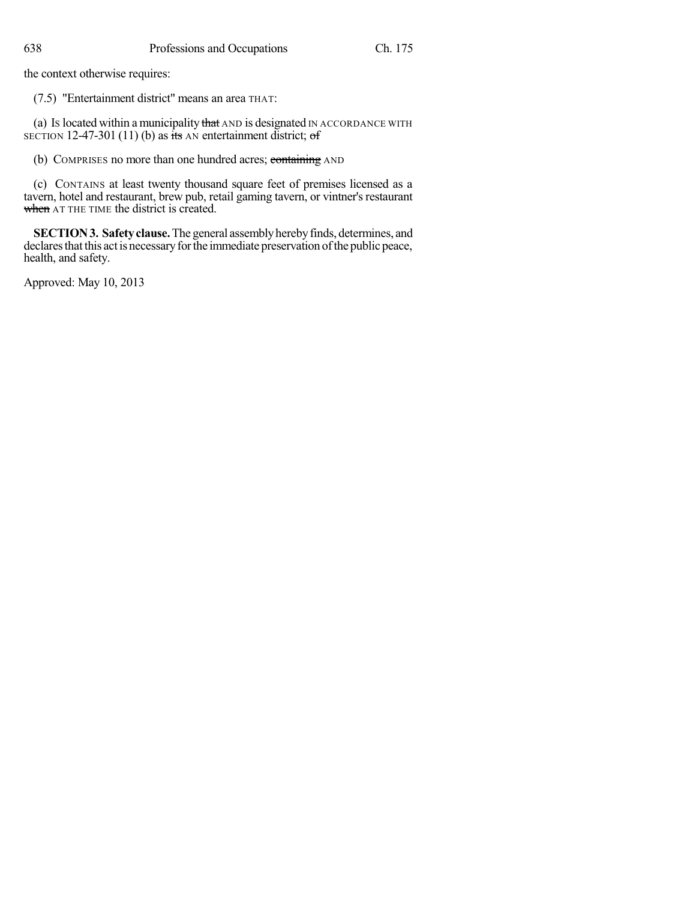the context otherwise requires:

(7.5) "Entertainment district" means an area THAT:

(a) Is located within a municipality ~~that~~ AND is designated IN ACCORDANCE WITH SECTION 12-47-301 (11) (b) as ~~its~~ AN entertainment district; ~~of~~

(b) COMPRISES no more than one hundred acres; ~~containing~~ AND

(c) CONTAINS at least twenty thousand square feet of premises licensed as a tavern, hotel and restaurant, brew pub, retail gaming tavern, or vintner's restaurant ~~when~~ AT THE TIME the district is created.

**SECTION 3. Safety clause.** The general assembly hereby finds, determines, and declares that this act is necessary for the immediate preservation of the public peace, health, and safety.

Approved: May 10, 2013